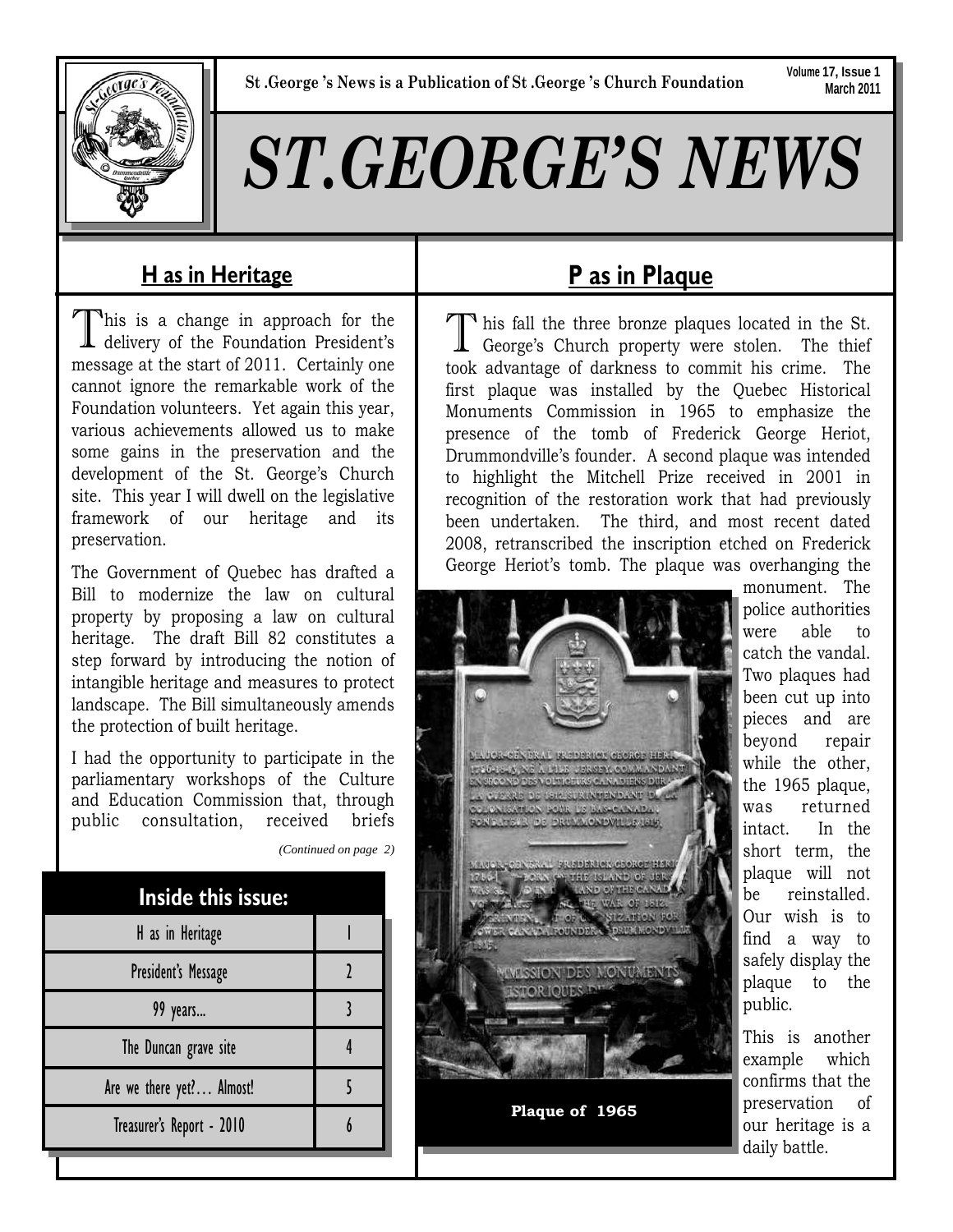St .George 's News is a Publication of St .George 's Church Foundation

Volume 17, Issue 1
March 2011

# ST.GEORGE'S NEWS

## H as in Heritage

This is a change in approach for the delivery of the Foundation President's message at the start of 2011. Certainly one cannot ignore the remarkable work of the Foundation volunteers. Yet again this year, various achievements allowed us to make some gains in the preservation and the development of the St. George's Church site. This year I will dwell on the legislative framework of our heritage and its preservation.

The Government of Quebec has drafted a Bill to modernize the law on cultural property by proposing a law on cultural heritage. The draft Bill 82 constitutes a step forward by introducing the notion of intangible heritage and measures to protect landscape. The Bill simultaneously amends the protection of built heritage.

I had the opportunity to participate in the parliamentary workshops of the Culture and Education Commission that, through public consultation, received briefs

*(Continued on page 2)*

| Inside this issue: | |
|---|---|
| H as in Heritage | 1 |
| President's Message | 2 |
| 99 years... | 3 |
| The Duncan grave site | 4 |
| Are we there yet?… Almost! | 5 |
| Treasurer's Report - 2010 | 6 |

## P as in Plaque

This fall the three bronze plaques located in the St. George's Church property were stolen. The thief took advantage of darkness to commit his crime. The first plaque was installed by the Quebec Historical Monuments Commission in 1965 to emphasize the presence of the tomb of Frederick George Heriot, Drummondville's founder. A second plaque was intended to highlight the Mitchell Prize received in 2001 in recognition of the restoration work that had previously been undertaken. The third, and most recent dated 2008, retranscribed the inscription etched on Frederick George Heriot's tomb. The plaque was overhanging the monument. The police authorities were able to catch the vandal. Two plaques had been cut up into pieces and are beyond repair while the other, the 1965 plaque, was returned intact. In the short term, the plaque will not be reinstalled. Our wish is to find a way to safely display the plaque to the public.

Plaque of 1965

This is another example which confirms that the preservation of our heritage is a daily battle.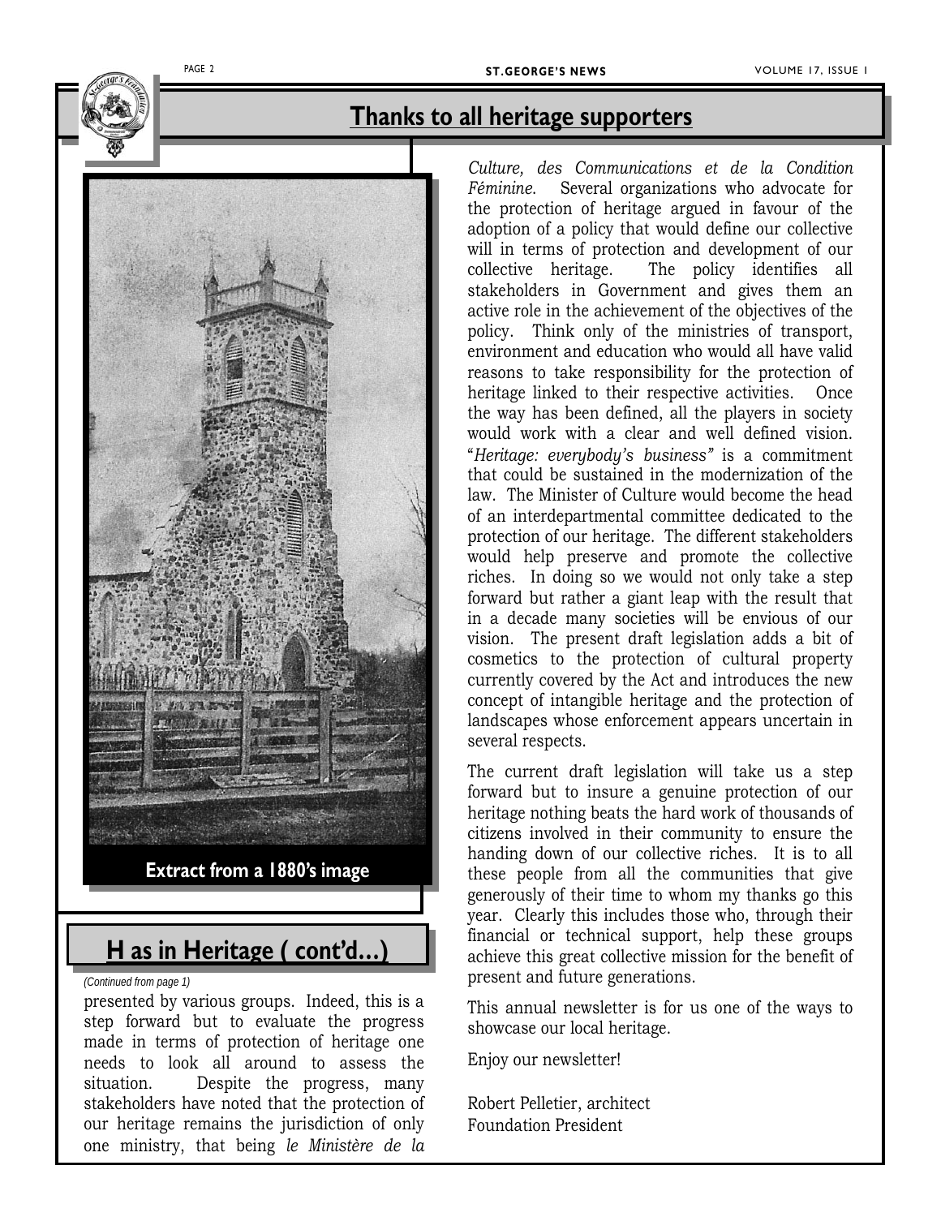## Thanks to all heritage supporters

Extract from a 1880's image

## H as in Heritage ( cont'd…)

*(Continued from page 1)*

presented by various groups. Indeed, this is a step forward but to evaluate the progress made in terms of protection of heritage one needs to look all around to assess the situation. Despite the progress, many stakeholders have noted that the protection of our heritage remains the jurisdiction of only one ministry, that being *le Ministère de la Culture, des Communications et de la Condition Féminine*. Several organizations who advocate for the protection of heritage argued in favour of the adoption of a policy that would define our collective will in terms of protection and development of our collective heritage. The policy identifies all stakeholders in Government and gives them an active role in the achievement of the objectives of the policy. Think only of the ministries of transport, environment and education who would all have valid reasons to take responsibility for the protection of heritage linked to their respective activities. Once the way has been defined, all the players in society would work with a clear and well defined vision. "*Heritage: everybody's business"* is a commitment that could be sustained in the modernization of the law. The Minister of Culture would become the head of an interdepartmental committee dedicated to the protection of our heritage. The different stakeholders would help preserve and promote the collective riches. In doing so we would not only take a step forward but rather a giant leap with the result that in a decade many societies will be envious of our vision. The present draft legislation adds a bit of cosmetics to the protection of cultural property currently covered by the Act and introduces the new concept of intangible heritage and the protection of landscapes whose enforcement appears uncertain in several respects.

The current draft legislation will take us a step forward but to insure a genuine protection of our heritage nothing beats the hard work of thousands of citizens involved in their community to ensure the handing down of our collective riches. It is to all these people from all the communities that give generously of their time to whom my thanks go this year. Clearly this includes those who, through their financial or technical support, help these groups achieve this great collective mission for the benefit of present and future generations.

This annual newsletter is for us one of the ways to showcase our local heritage.

Enjoy our newsletter!

Robert Pelletier, architect
Foundation President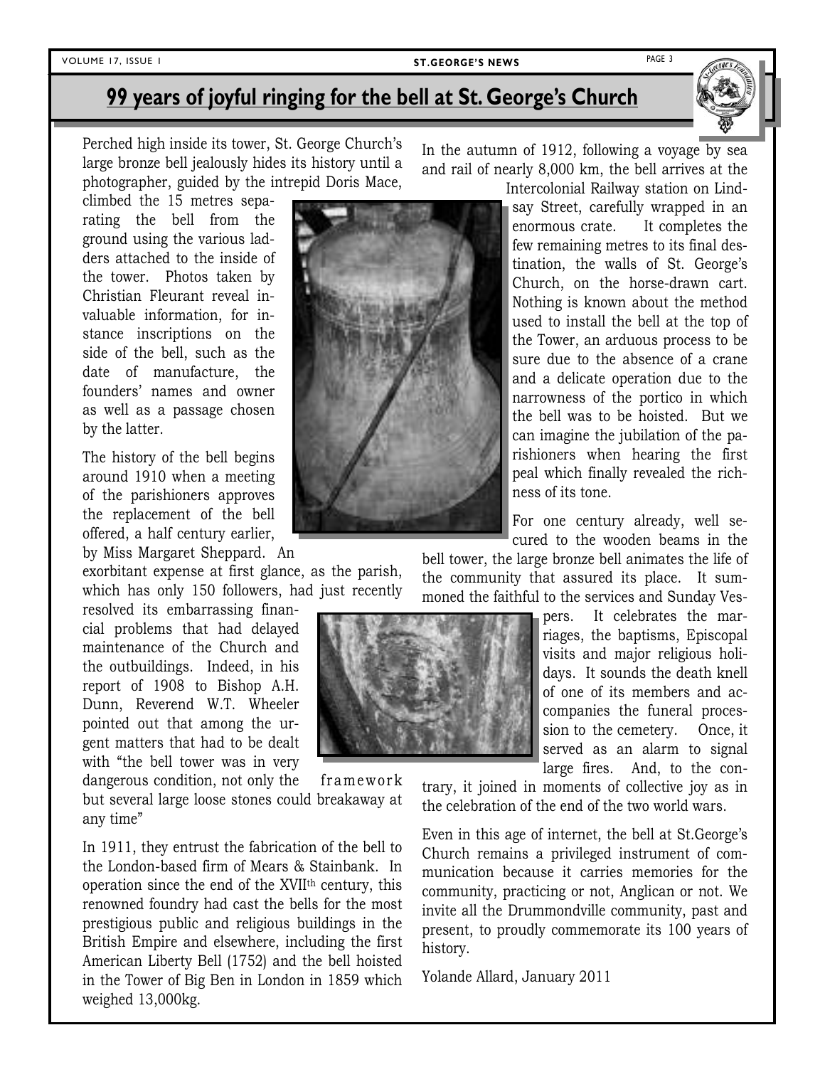## 99 years of joyful ringing for the bell at St. George's Church

Perched high inside its tower, St. George Church's large bronze bell jealously hides its history until a photographer, guided by the intrepid Doris Mace, climbed the 15 metres separating the bell from the ground using the various ladders attached to the inside of the tower. Photos taken by Christian Fleurant reveal invaluable information, for instance inscriptions on the side of the bell, such as the date of manufacture, the founders' names and owner as well as a passage chosen by the latter.

The history of the bell begins around 1910 when a meeting of the parishioners approves the replacement of the bell offered, a half century earlier, by Miss Margaret Sheppard. An exorbitant expense at first glance, as the parish, which has only 150 followers, had just recently resolved its embarrassing financial problems that had delayed maintenance of the Church and the outbuildings. Indeed, in his report of 1908 to Bishop A.H. Dunn, Reverend W.T. Wheeler pointed out that among the urgent matters that had to be dealt with "the bell tower was in very dangerous condition, not only the framework but several large loose stones could breakaway at any time"

In 1911, they entrust the fabrication of the bell to the London-based firm of Mears & Stainbank. In operation since the end of the XVII[th] century, this renowned foundry had cast the bells for the most prestigious public and religious buildings in the British Empire and elsewhere, including the first American Liberty Bell (1752) and the bell hoisted in the Tower of Big Ben in London in 1859 which weighed 13,000kg.

In the autumn of 1912, following a voyage by sea and rail of nearly 8,000 km, the bell arrives at the Intercolonial Railway station on Lindsay Street, carefully wrapped in an enormous crate. It completes the few remaining metres to its final destination, the walls of St. George's Church, on the horse-drawn cart. Nothing is known about the method used to install the bell at the top of the Tower, an arduous process to be sure due to the absence of a crane and a delicate operation due to the narrowness of the portico in which the bell was to be hoisted. But we can imagine the jubilation of the parishioners when hearing the first peal which finally revealed the richness of its tone.

For one century already, well secured to the wooden beams in the bell tower, the large bronze bell animates the life of the community that assured its place. It summoned the faithful to the services and Sunday Vespers. It celebrates the marriages, the baptisms, Episcopal visits and major religious holidays. It sounds the death knell of one of its members and accompanies the funeral procession to the cemetery. Once, it served as an alarm to signal large fires. And, to the contrary, it joined in moments of collective joy as in the celebration of the end of the two world wars.

Even in this age of internet, the bell at St.George's Church remains a privileged instrument of communication because it carries memories for the community, practicing or not, Anglican or not. We invite all the Drummondville community, past and present, to proudly commemorate its 100 years of history.

Yolande Allard, January 2011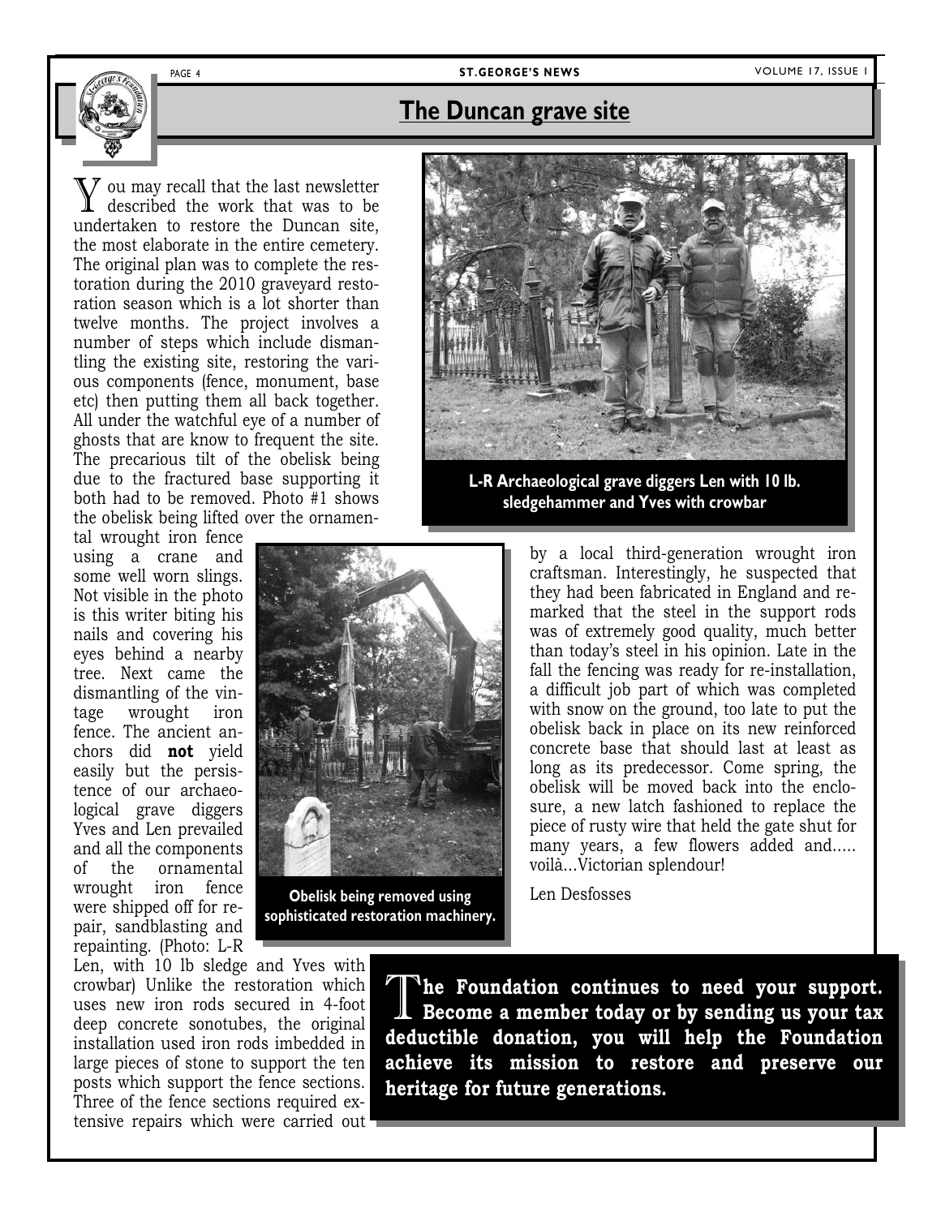## The Duncan grave site

You may recall that the last newsletter described the work that was to be undertaken to restore the Duncan site, the most elaborate in the entire cemetery. The original plan was to complete the restoration during the 2010 graveyard restoration season which is a lot shorter than twelve months. The project involves a number of steps which include dismantling the existing site, restoring the various components (fence, monument, base etc) then putting them all back together. All under the watchful eye of a number of ghosts that are know to frequent the site. The precarious tilt of the obelisk being due to the fractured base supporting it both had to be removed. Photo #1 shows the obelisk being lifted over the ornamental wrought iron fence using a crane and some well worn slings. Not visible in the photo is this writer biting his nails and covering his eyes behind a nearby tree. Next came the dismantling of the vintage wrought iron fence. The ancient anchors did **not** yield easily but the persistence of our archaeological grave diggers Yves and Len prevailed and all the components of the ornamental wrought iron fence were shipped off for repair, sandblasting and repainting. (Photo: L-R Len, with 10 lb sledge and Yves with crowbar) Unlike the restoration which uses new iron rods secured in 4-foot deep concrete sonotubes, the original installation used iron rods imbedded in large pieces of stone to support the ten posts which support the fence sections. Three of the fence sections required extensive repairs which were carried out by a local third-generation wrought iron craftsman. Interestingly, he suspected that they had been fabricated in England and remarked that the steel in the support rods was of extremely good quality, much better than today's steel in his opinion. Late in the fall the fencing was ready for re-installation, a difficult job part of which was completed with snow on the ground, too late to put the obelisk back in place on its new reinforced concrete base that should last at least as long as its predecessor. Come spring, the obelisk will be moved back into the enclosure, a new latch fashioned to replace the piece of rusty wire that held the gate shut for many years, a few flowers added and..... voilà...Victorian splendour!

Len Desfosses

**L-R Archaeological grave diggers Len with 10 lb. sledgehammer and Yves with crowbar**

**Obelisk being removed using sophisticated restoration machinery.**

**The Foundation continues to need your support. Become a member today or by sending us your tax deductible donation, you will help the Foundation achieve its mission to restore and preserve our heritage for future generations.**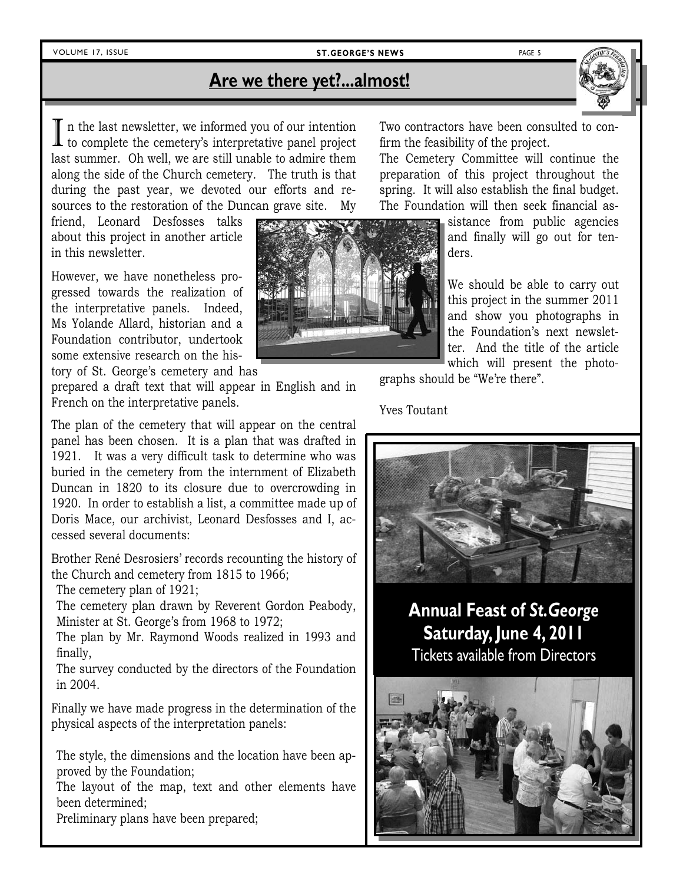## Are we there yet?...almost!

In the last newsletter, we informed you of our intention to complete the cemetery's interpretative panel project last summer. Oh well, we are still unable to admire them along the side of the Church cemetery. The truth is that during the past year, we devoted our efforts and resources to the restoration of the Duncan grave site. My friend, Leonard Desfosses talks about this project in another article in this newsletter.

However, we have nonetheless progressed towards the realization of the interpretative panels. Indeed, Ms Yolande Allard, historian and a Foundation contributor, undertook some extensive research on the history of St. George's cemetery and has prepared a draft text that will appear in English and in French on the interpretative panels.

The plan of the cemetery that will appear on the central panel has been chosen. It is a plan that was drafted in 1921. It was a very difficult task to determine who was buried in the cemetery from the internment of Elizabeth Duncan in 1820 to its closure due to overcrowding in 1920. In order to establish a list, a committee made up of Doris Mace, our archivist, Leonard Desfosses and I, accessed several documents:

Brother René Desrosiers' records recounting the history of the Church and cemetery from 1815 to 1966;

- The cemetery plan of 1921;
- The cemetery plan drawn by Reverent Gordon Peabody, Minister at St. George's from 1968 to 1972;
- The plan by Mr. Raymond Woods realized in 1993 and finally,
- The survey conducted by the directors of the Foundation in 2004.

Finally we have made progress in the determination of the physical aspects of the interpretation panels:

- The style, the dimensions and the location have been approved by the Foundation;
- The layout of the map, text and other elements have been determined;
- Preliminary plans have been prepared;

Two contractors have been consulted to confirm the feasibility of the project.

The Cemetery Committee will continue the preparation of this project throughout the spring. It will also establish the final budget. The Foundation will then seek financial assistance from public agencies and finally will go out for tenders.

We should be able to carry out this project in the summer 2011 and show you photographs in the Foundation's next newsletter. And the title of the article which will present the photographs should be "We're there".

Yves Toutant

**Annual Feast of *St.George***
**Saturday, June 4, 2011**
Tickets available from Directors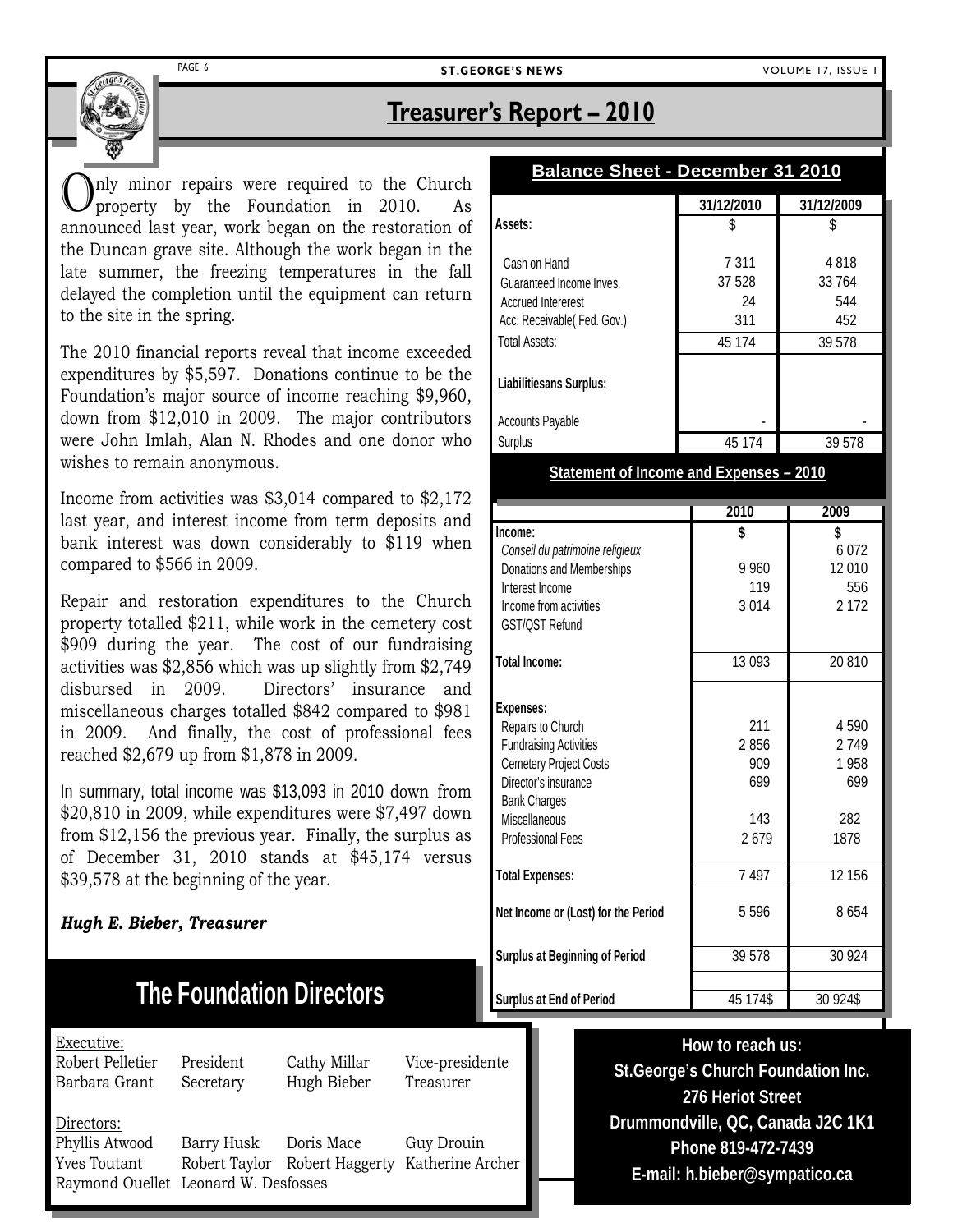# Treasurer's Report – 2010

Only minor repairs were required to the Church property by the Foundation in 2010. As announced last year, work began on the restoration of the Duncan grave site. Although the work began in the late summer, the freezing temperatures in the fall delayed the completion until the equipment can return to the site in the spring.

The 2010 financial reports reveal that income exceeded expenditures by $5,597. Donations continue to be the Foundation's major source of income reaching $9,960, down from $12,010 in 2009. The major contributors were John Imlah, Alan N. Rhodes and one donor who wishes to remain anonymous.

Income from activities was $3,014 compared to $2,172 last year, and interest income from term deposits and bank interest was down considerably to $119 when compared to $566 in 2009.

Repair and restoration expenditures to the Church property totalled $211, while work in the cemetery cost $909 during the year. The cost of our fundraising activities was $2,856 which was up slightly from $2,749 disbursed in 2009. Directors' insurance and miscellaneous charges totalled $842 compared to $981 in 2009. And finally, the cost of professional fees reached $2,679 up from $1,878 in 2009.

In summary, total income was $13,093 in 2010 down from $20,810 in 2009, while expenditures were $7,497 down from $12,156 the previous year. Finally, the surplus as of December 31, 2010 stands at $45,174 versus $39,578 at the beginning of the year.

***Hugh E. Bieber, Treasurer***

## Balance Sheet - December 31 2010

| | 31/12/2010 | 31/12/2009 |
|---|---|---|
| **Assets:** | $ | $ |
| Cash on Hand | 7 311 | 4 818 |
| Guaranteed Income Inves. | 37 528 | 33 764 |
| Accrued Intererest | 24 | 544 |
| Acc. Receivable( Fed. Gov.) | 311 | 452 |
| Total Assets: | 45 174 | 39 578 |
| **Liabilitiesans Surplus:** | | |
| Accounts Payable | - | - |
| Surplus | 45 174 | 39 578 |

## Statement of Income and Expenses – 2010

| | 2010 | 2009 |
|---|---|---|
| **Income:** | $ | $ |
| *Conseil du patrimoine religieux* | | 6 072 |
| Donations and Memberships | 9 960 | 12 010 |
| Interest Income | 119 | 556 |
| Income from activities | 3 014 | 2 172 |
| GST/QST Refund | | |
| **Total Income:** | 13 093 | 20 810 |
| **Expenses:** | | |
| Repairs to Church | 211 | 4 590 |
| Fundraising Activities | 2 856 | 2 749 |
| Cemetery Project Costs | 909 | 1 958 |
| Director's insurance | 699 | 699 |
| Bank Charges | | |
| Miscellaneous | 143 | 282 |
| Professional Fees | 2 679 | 1878 |
| **Total Expenses:** | 7 497 | 12 156 |
| **Net Income or (Lost) for the Period** | 5 596 | 8 654 |
| **Surplus at Beginning of Period** | 39 578 | 30 924 |
| **Surplus at End of Period** | 45 174$ | 30 924$ |

## The Foundation Directors

Executive:

| | | | |
|---|---|---|---|
| Robert Pelletier | President | Cathy Millar | Vice-presidente |
| Barbara Grant | Secretary | Hugh Bieber | Treasurer |

Directors:

| | | | |
|---|---|---|---|
| Phyllis Atwood | Barry Husk | Doris Mace | Guy Drouin |
| Yves Toutant | Robert Taylor | Robert Haggerty | Katherine Archer |
| Raymond Ouellet | Leonard W. Desfosses | | |

**How to reach us:**
**St.George's Church Foundation Inc.**
**276 Heriot Street**
**Drummondville, QC, Canada J2C 1K1**
**Phone 819-472-7439**
**E-mail: h.bieber@sympatico.ca**